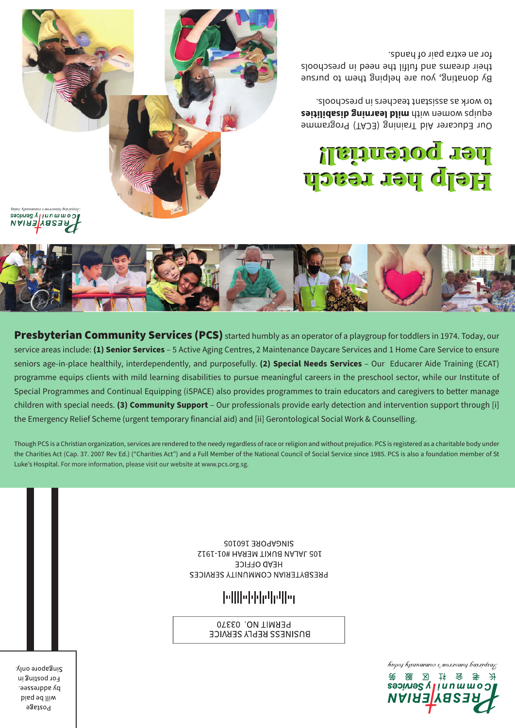# Help her reach her potential!

Our Educarer Aid Training (ECAT) Programme equips women with **mild learning disabilities** to work as assistant teachers in preschools.

By donating, you are helping them to pursue their dreams and fulfil the need in preschools for an extra pair of hands.

PRESBYTERIAN Community Services
*Inspiring tomorrow's community today*

**Presbyterian Community Services (PCS)** started humbly as an operator of a playgroup for toddlers in 1974. Today, our service areas include: **(1) Senior Services** – 5 Active Aging Centres, 2 Maintenance Daycare Services and 1 Home Care Service to ensure seniors age-in-place healthily, interdependently, and purposefully. **(2) Special Needs Services** – Our Educarer Aide Training (ECAT) programme equips clients with mild learning disabilities to pursue meaningful careers in the preschool sector, while our Institute of Special Programmes and Continual Equipping (iSPACE) also provides programmes to train educators and caregivers to better manage children with special needs. **(3) Community Support** – Our professionals provide early detection and intervention support through [i] the Emergency Relief Scheme (urgent temporary financial aid) and [ii] Gerontological Social Work & Counselling.

Though PCS is a Christian organization, services are rendered to the needy regardless of race or religion and without prejudice. PCS is registered as a charitable body under the Charities Act (Cap. 37. 2007 Rev Ed.) ("Charities Act") and a Full Member of the National Council of Social Service since 1985. PCS is also a foundation member of St Luke's Hospital. For more information, please visit our website at www.pcs.org.sg.

Postage will be paid by addressee. For posting in Singapore only.

BUSINESS REPLY SERVICE
PERMIT NO. 03370

PRESBYTERIAN COMMUNITY SERVICES
HEAD OFFICE
105 JALAN BUKIT MERAH #01-1912
SINGAPORE 160105

PRESBYTERIAN Community Services
长老会社区服务
*Inspiring tomorrow's community today*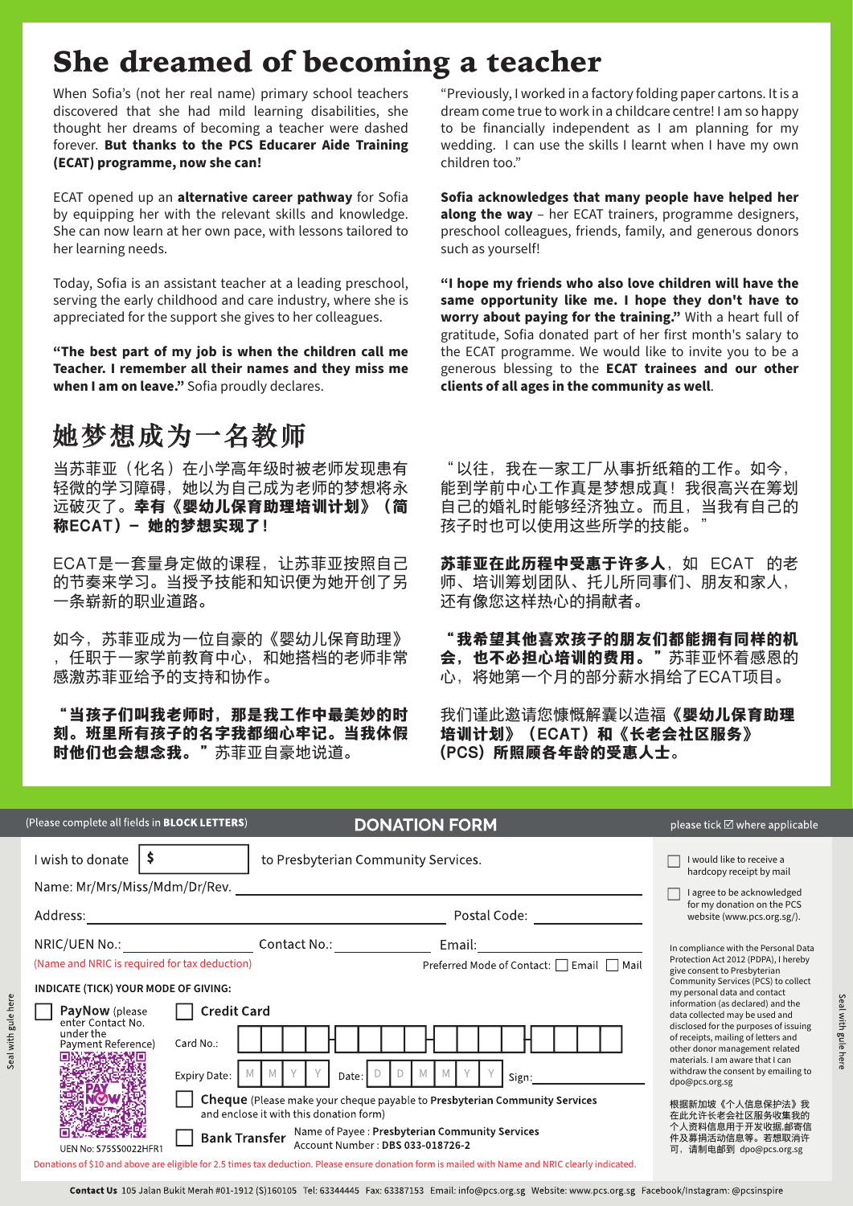# She dreamed of becoming a teacher

When Sofia's (not her real name) primary school teachers discovered that she had mild learning disabilities, she thought her dreams of becoming a teacher were dashed forever. **But thanks to the PCS Educarer Aide Training (ECAT) programme, now she can!**

ECAT opened up an **alternative career pathway** for Sofia by equipping her with the relevant skills and knowledge. She can now learn at her own pace, with lessons tailored to her learning needs.

Today, Sofia is an assistant teacher at a leading preschool, serving the early childhood and care industry, where she is appreciated for the support she gives to her colleagues.

**"The best part of my job is when the children call me Teacher. I remember all their names and they miss me when I am on leave."** Sofia proudly declares.

"Previously, I worked in a factory folding paper cartons. It is a dream come true to work in a childcare centre! I am so happy to be financially independent as I am planning for my wedding. I can use the skills I learnt when I have my own children too."

**Sofia acknowledges that many people have helped her along the way** – her ECAT trainers, programme designers, preschool colleagues, friends, family, and generous donors such as yourself!

**"I hope my friends who also love children will have the same opportunity like me. I hope they don't have to worry about paying for the training."** With a heart full of gratitude, Sofia donated part of her first month's salary to the ECAT programme. We would like to invite you to be a generous blessing to the **ECAT trainees and our other clients of all ages in the community as well**.

# 她梦想成为一名教师

当苏菲亚（化名）在小学高年级时被老师发现患有轻微的学习障碍，她以为自己成为老师的梦想将永远破灭了。**幸有《婴幼儿保育助理培训计划》（简称ECAT）– 她的梦想实现了！**

ECAT是一套量身定做的课程，让苏菲亚按照自己的节奏来学习。当授予技能和知识便为她开创了另一条崭新的职业道路。

如今，苏菲亚成为一位自豪的《婴幼儿保育助理》，任职于一家学前教育中心，和她搭档的老师非常感激苏菲亚给予的支持和协作。

**"当孩子们叫我老师时，那是我工作中最美妙的时刻。班里所有孩子的名字我都细心牢记。当我休假时他们也会想念我。"**苏菲亚自豪地说道。

"以往，我在一家工厂从事折纸箱的工作。如今，能到学前中心工作真是梦想成真！我很高兴在筹划自己的婚礼时能够经济独立。而且，当我有自己的孩子时也可以使用这些所学的技能。"

**苏菲亚在此历程中受惠于许多人**，如 ECAT 的老师、培训筹划团队、托儿所同事们、朋友和家人，还有像您这样热心的捐献者。

**"我希望其他喜欢孩子的朋友们都能拥有同样的机会，也不必担心培训的费用。"**苏菲亚怀着感恩的心，将她第一个月的部分薪水捐给了ECAT项目。

我们谨此邀请您慷慨解囊以造福**《婴幼儿保育助理培训计划》（ECAT）和《长老会社区服务》（PCS）所照顾各年龄的受惠人士。**

## DONATION FORM

(Please complete all fields in **BLOCK LETTERS**)

I wish to donate $ __________ to Presbyterian Community Services.

Name: Mr/Mrs/Miss/Mdm/Dr/Rev. __________

Address: __________ Postal Code: __________

NRIC/UEN No.: __________ Contact No.: __________ Email: __________

(Name and NRIC is required for tax deduction)

Preferred Mode of Contact: ☐ Email ☐ Mail

**INDICATE (TICK) YOUR MODE OF GIVING:**

☐ **PayNow** (please enter Contact No. under the Payment Reference)

UEN No: S75SS0022HFR1

☐ **Credit Card**

Card No.: __________

Expiry Date: M M Y Y Date: D D M M Y Y Sign: __________

☐ **Cheque** (Please make your cheque payable to **Presbyterian Community Services** and enclose it with this donation form)

☐ **Bank Transfer** Name of Payee : **Presbyterian Community Services** Account Number : **DBS 033-018726-2**

Donations of $10 and above are eligible for 2.5 times tax deduction. Please ensure donation form is mailed with Name and NRIC clearly indicated.

please tick ☑ where applicable

☐ I would like to receive a hardcopy receipt by mail

☐ I agree to be acknowledged for my donation on the PCS website (www.pcs.org.sg/).

In compliance with the Personal Data Protection Act 2012 (PDPA), I hereby give consent to Presbyterian Community Services (PCS) to collect my personal data and contact information (as declared) and the data collected may be used and disclosed for the purposes of issuing of receipts, mailing of letters and other donor management related materials. I am aware that I can withdraw the consent by emailing to dpo@pcs.org.sg

根据新加坡《个人信息保护法》我在此允许长老会社区服务收集我的个人资料信息用于开发收据,邮寄信件及募捐活动信息等。若想取消许可，请制电邮到 dpo@pcs.org.sg

Seal with gule here

**Contact Us** 105 Jalan Bukit Merah #01-1912 (S)160105 Tel: 63344445 Fax: 63387153 Email: info@pcs.org.sg Website: www.pcs.org.sg Facebook/Instagram: @pcsinspire